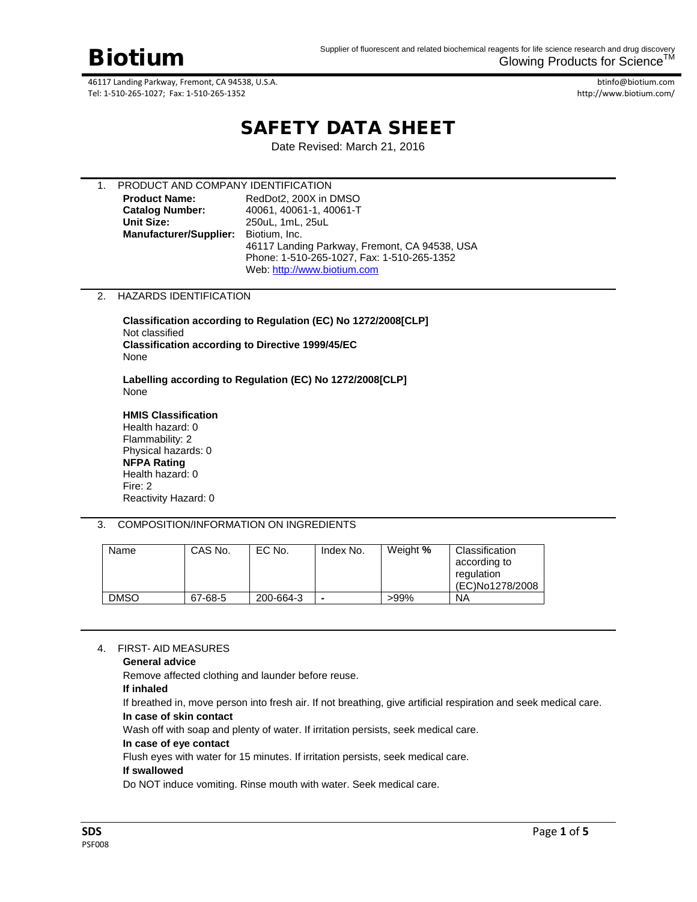# Biotium

Supplier of fluorescent and related biochemical reagents for life science research and drug discovery
Glowing Products for Science™

46117 Landing Parkway, Fremont, CA 94538, U.S.A.
Tel: 1-510-265-1027; Fax: 1-510-265-1352

btinfo@biotium.com
http://www.biotium.com/

# SAFETY DATA SHEET

Date Revised: March 21, 2016

## 1. PRODUCT AND COMPANY IDENTIFICATION

**Product Name:** RedDot2, 200X in DMSO
**Catalog Number:** 40061, 40061-1, 40061-T
**Unit Size:** 250uL, 1mL, 25uL
**Manufacturer/Supplier:** Biotium, Inc.
46117 Landing Parkway, Fremont, CA 94538, USA
Phone: 1-510-265-1027, Fax: 1-510-265-1352
Web: http://www.biotium.com

## 2. HAZARDS IDENTIFICATION

**Classification according to Regulation (EC) No 1272/2008[CLP]**
Not classified
**Classification according to Directive 1999/45/EC**
None

**Labelling according to Regulation (EC) No 1272/2008[CLP]**
None

**HMIS Classification**
Health hazard: 0
Flammability: 2
Physical hazards: 0
**NFPA Rating**
Health hazard: 0
Fire: 2
Reactivity Hazard: 0

## 3. COMPOSITION/INFORMATION ON INGREDIENTS

| Name | CAS No. | EC No. | Index No. | Weight **%** | Classification according to regulation (EC)No1278/2008 |
|---|---|---|---|---|---|
| DMSO | 67-68-5 | 200-664-3 | - | >99% | NA |

## 4. FIRST- AID MEASURES

**General advice**
Remove affected clothing and launder before reuse.
**If inhaled**
If breathed in, move person into fresh air. If not breathing, give artificial respiration and seek medical care.
**In case of skin contact**
Wash off with soap and plenty of water. If irritation persists, seek medical care.
**In case of eye contact**
Flush eyes with water for 15 minutes. If irritation persists, seek medical care.
**If swallowed**
Do NOT induce vomiting. Rinse mouth with water. Seek medical care.

SDS
PSF008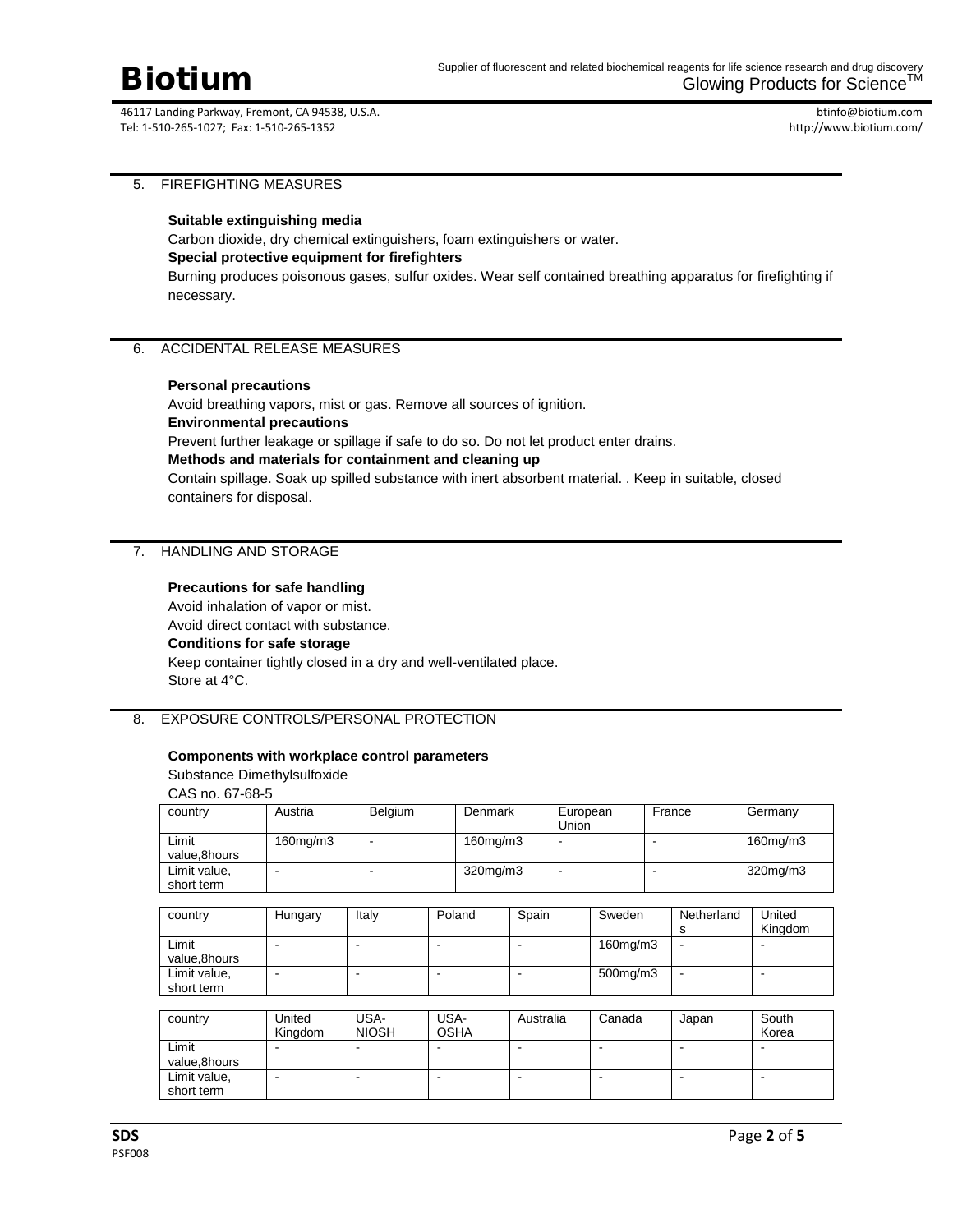## 5. FIREFIGHTING MEASURES

**Suitable extinguishing media**

Carbon dioxide, dry chemical extinguishers, foam extinguishers or water.

**Special protective equipment for firefighters**

Burning produces poisonous gases, sulfur oxides. Wear self contained breathing apparatus for firefighting if necessary.

## 6. ACCIDENTAL RELEASE MEASURES

**Personal precautions**

Avoid breathing vapors, mist or gas. Remove all sources of ignition.

**Environmental precautions**

Prevent further leakage or spillage if safe to do so. Do not let product enter drains.

**Methods and materials for containment and cleaning up**

Contain spillage. Soak up spilled substance with inert absorbent material. . Keep in suitable, closed containers for disposal.

## 7. HANDLING AND STORAGE

**Precautions for safe handling**

Avoid inhalation of vapor or mist.
Avoid direct contact with substance.

**Conditions for safe storage**

Keep container tightly closed in a dry and well-ventilated place.
Store at 4°C.

## 8. EXPOSURE CONTROLS/PERSONAL PROTECTION

**Components with workplace control parameters**

Substance Dimethylsulfoxide

CAS no. 67-68-5

| country | Austria | Belgium | Denmark | European Union | France | Germany |
|---|---|---|---|---|---|---|
| Limit value,8hours | 160mg/m3 | - | 160mg/m3 | - | - | 160mg/m3 |
| Limit value, short term | - | - | 320mg/m3 | - | - | 320mg/m3 |

| country | Hungary | Italy | Poland | Spain | Sweden | Netherlands | United Kingdom |
|---|---|---|---|---|---|---|---|
| Limit value,8hours | - | - | - | - | 160mg/m3 | - | - |
| Limit value, short term | - | - | - | - | 500mg/m3 | - | - |

| country | United Kingdom | USA-NIOSH | USA-OSHA | Australia | Canada | Japan | South Korea |
|---|---|---|---|---|---|---|---|
| Limit value,8hours | - | - | - | - | - | - | - |
| Limit value, short term | - | - | - | - | - | - | - |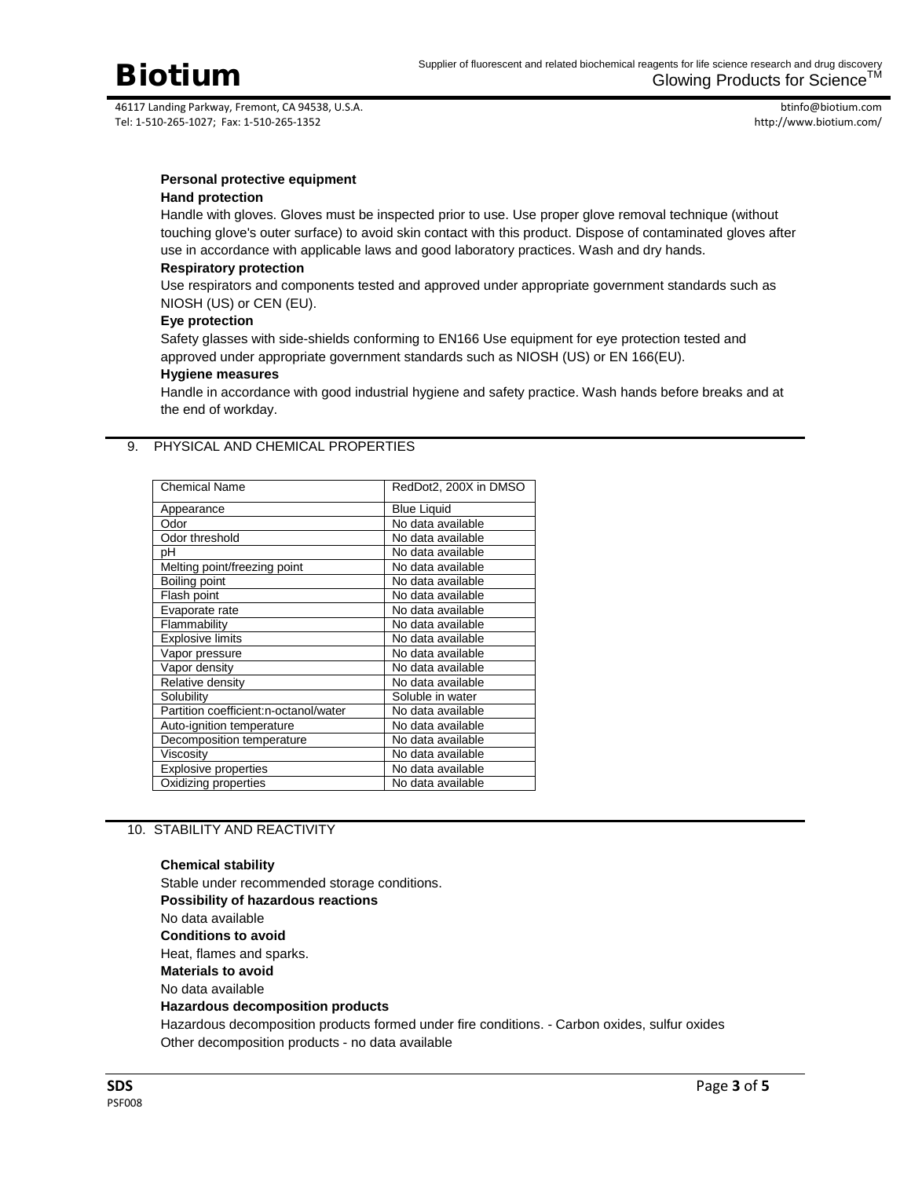**Personal protective equipment**

**Hand protection**

Handle with gloves. Gloves must be inspected prior to use. Use proper glove removal technique (without touching glove's outer surface) to avoid skin contact with this product. Dispose of contaminated gloves after use in accordance with applicable laws and good laboratory practices. Wash and dry hands.

**Respiratory protection**

Use respirators and components tested and approved under appropriate government standards such as NIOSH (US) or CEN (EU).

**Eye protection**

Safety glasses with side-shields conforming to EN166 Use equipment for eye protection tested and approved under appropriate government standards such as NIOSH (US) or EN 166(EU).

**Hygiene measures**

Handle in accordance with good industrial hygiene and safety practice. Wash hands before breaks and at the end of workday.

## 9. PHYSICAL AND CHEMICAL PROPERTIES

| Chemical Name | RedDot2, 200X in DMSO |
|---|---|
| Appearance | Blue Liquid |
| Odor | No data available |
| Odor threshold | No data available |
| pH | No data available |
| Melting point/freezing point | No data available |
| Boiling point | No data available |
| Flash point | No data available |
| Evaporate rate | No data available |
| Flammability | No data available |
| Explosive limits | No data available |
| Vapor pressure | No data available |
| Vapor density | No data available |
| Relative density | No data available |
| Solubility | Soluble in water |
| Partition coefficient:n-octanol/water | No data available |
| Auto-ignition temperature | No data available |
| Decomposition temperature | No data available |
| Viscosity | No data available |
| Explosive properties | No data available |
| Oxidizing properties | No data available |

## 10. STABILITY AND REACTIVITY

**Chemical stability**

Stable under recommended storage conditions.

**Possibility of hazardous reactions**

No data available

**Conditions to avoid**

Heat, flames and sparks.

**Materials to avoid**

No data available

**Hazardous decomposition products**

Hazardous decomposition products formed under fire conditions. - Carbon oxides, sulfur oxides

Other decomposition products - no data available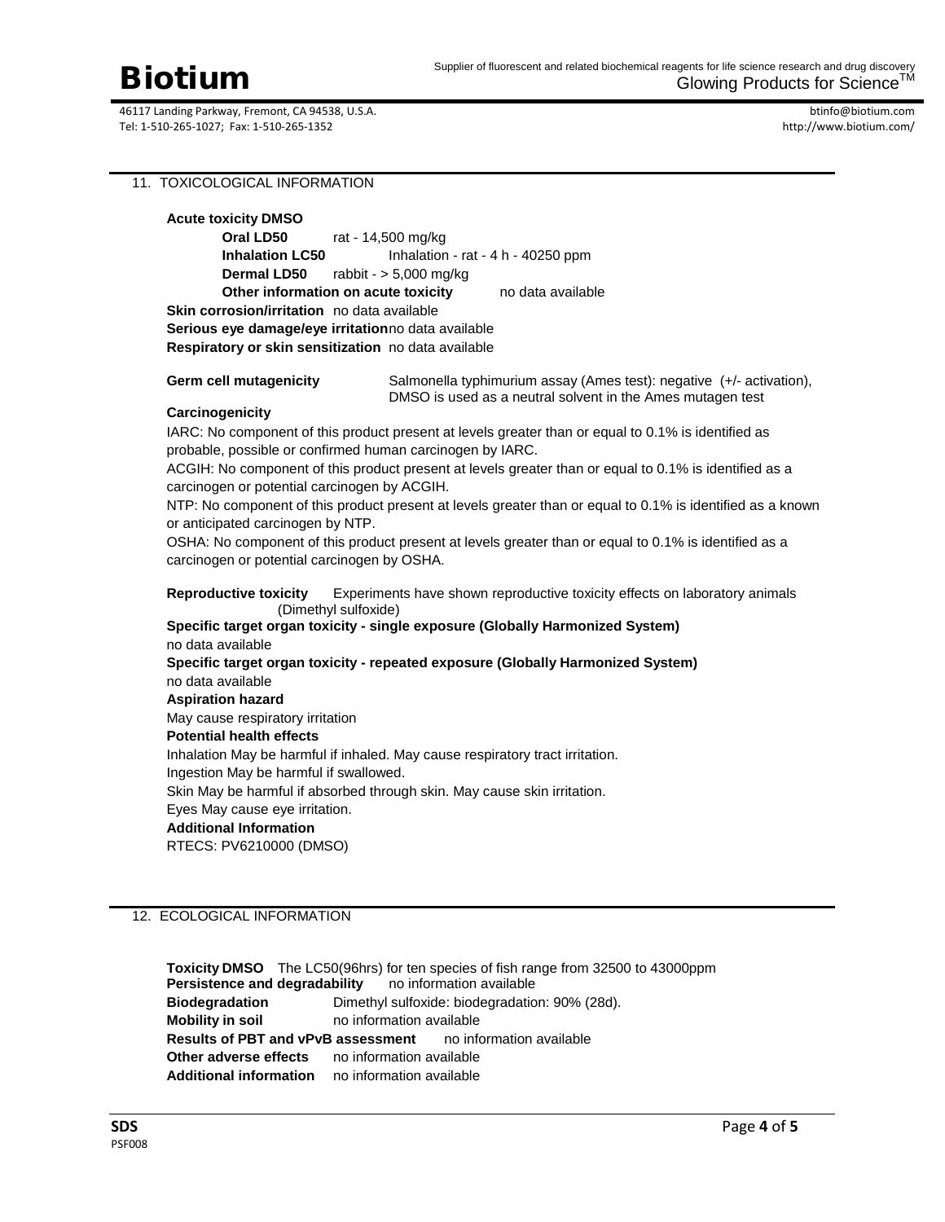## 11. TOXICOLOGICAL INFORMATION

**Acute toxicity DMSO**

**Oral LD50** rat - 14,500 mg/kg

**Inhalation LC50** Inhalation - rat - 4 h - 40250 ppm

**Dermal LD50** rabbit - > 5,000 mg/kg

**Other information on acute toxicity** no data available

**Skin corrosion/irritation** no data available

**Serious eye damage/eye irritation** no data available

**Respiratory or skin sensitization** no data available

**Germ cell mutagenicity** Salmonella typhimurium assay (Ames test): negative (+/- activation), DMSO is used as a neutral solvent in the Ames mutagen test

**Carcinogenicity**

IARC: No component of this product present at levels greater than or equal to 0.1% is identified as probable, possible or confirmed human carcinogen by IARC.

ACGIH: No component of this product present at levels greater than or equal to 0.1% is identified as a carcinogen or potential carcinogen by ACGIH.

NTP: No component of this product present at levels greater than or equal to 0.1% is identified as a known or anticipated carcinogen by NTP.

OSHA: No component of this product present at levels greater than or equal to 0.1% is identified as a carcinogen or potential carcinogen by OSHA.

**Reproductive toxicity** Experiments have shown reproductive toxicity effects on laboratory animals (Dimethyl sulfoxide)

**Specific target organ toxicity - single exposure (Globally Harmonized System)**

no data available

**Specific target organ toxicity - repeated exposure (Globally Harmonized System)**

no data available

**Aspiration hazard**

May cause respiratory irritation

**Potential health effects**

Inhalation May be harmful if inhaled. May cause respiratory tract irritation.

Ingestion May be harmful if swallowed.

Skin May be harmful if absorbed through skin. May cause skin irritation.

Eyes May cause eye irritation.

**Additional Information**

RTECS: PV6210000 (DMSO)

## 12. ECOLOGICAL INFORMATION

**Toxicity DMSO** The LC50(96hrs) for ten species of fish range from 32500 to 43000ppm

**Persistence and degradability** no information available

**Biodegradation** Dimethyl sulfoxide: biodegradation: 90% (28d).

**Mobility in soil** no information available

**Results of PBT and vPvB assessment** no information available

**Other adverse effects** no information available

**Additional information** no information available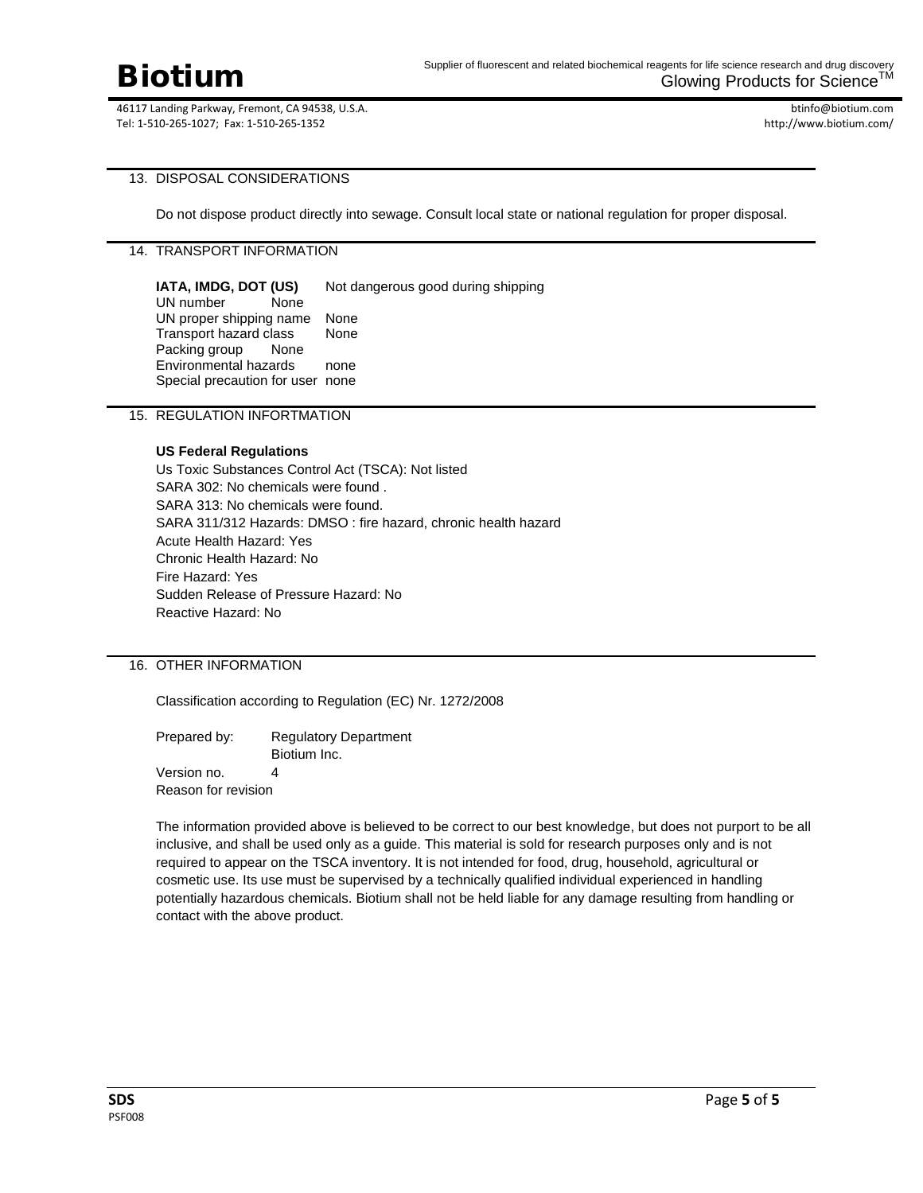## 13. DISPOSAL CONSIDERATIONS

Do not dispose product directly into sewage. Consult local state or national regulation for proper disposal.

## 14. TRANSPORT INFORMATION

**IATA, IMDG, DOT (US)** Not dangerous good during shipping

| | |
|---|---|
| UN number | None |
| UN proper shipping name | None |
| Transport hazard class | None |
| Packing group | None |
| Environmental hazards | none |
| Special precaution for user | none |

## 15. REGULATION INFORTMATION

**US Federal Regulations**

Us Toxic Substances Control Act (TSCA): Not listed
SARA 302: No chemicals were found .
SARA 313: No chemicals were found.
SARA 311/312 Hazards: DMSO : fire hazard, chronic health hazard
Acute Health Hazard: Yes
Chronic Health Hazard: No
Fire Hazard: Yes
Sudden Release of Pressure Hazard: No
Reactive Hazard: No

## 16. OTHER INFORMATION

Classification according to Regulation (EC) Nr. 1272/2008

| | |
|---|---|
| Prepared by: | Regulatory Department<br>Biotium Inc. |
| Version no. | 4 |
| Reason for revision | |

The information provided above is believed to be correct to our best knowledge, but does not purport to be all inclusive, and shall be used only as a guide. This material is sold for research purposes only and is not required to appear on the TSCA inventory. It is not intended for food, drug, household, agricultural or cosmetic use. Its use must be supervised by a technically qualified individual experienced in handling potentially hazardous chemicals. Biotium shall not be held liable for any damage resulting from handling or contact with the above product.